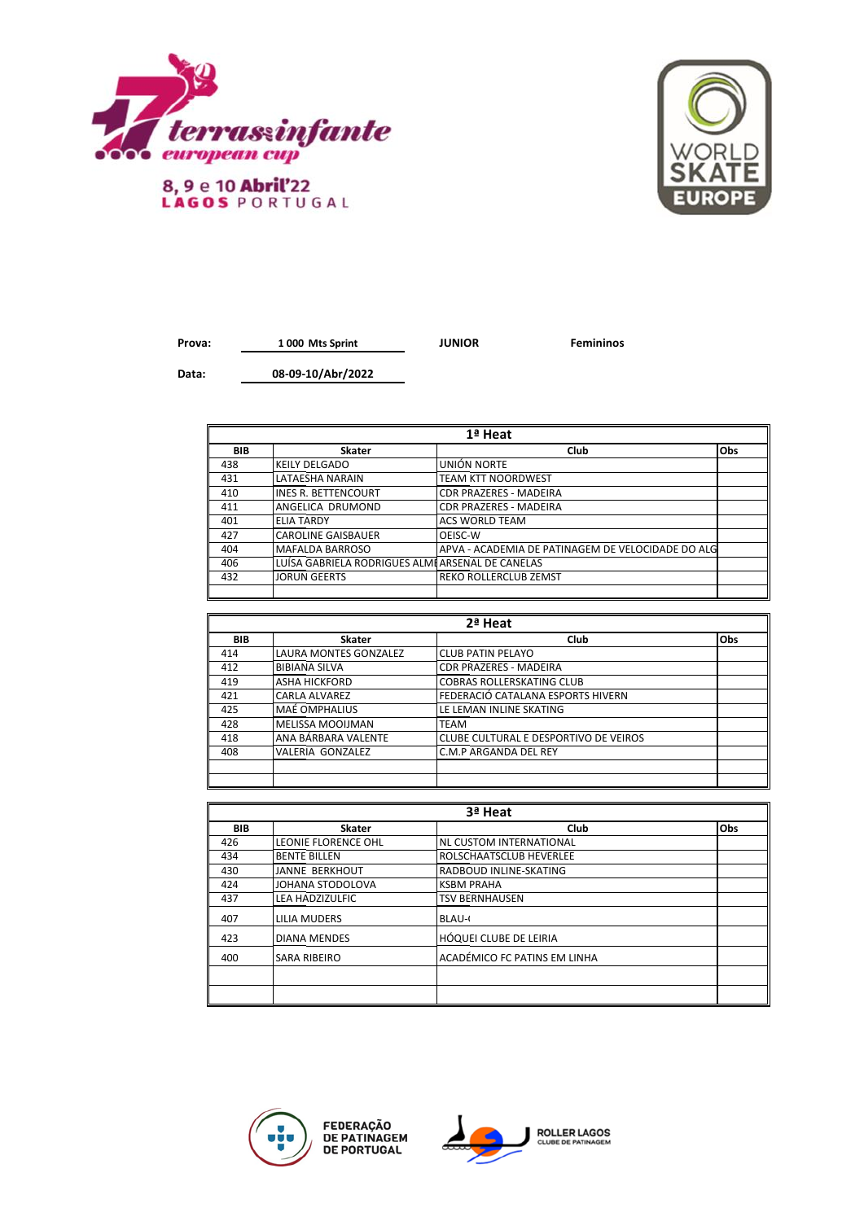17 terras infante european cup

8, 9 e 10 Abril'22
LAGOS PORTUGAL

WORLD SKATE EUROPE

**Prova:** 1 000 Mts Sprint **JUNIOR** **Femininos**

**Data:** 08-09-10/Abr/2022

| 1ª Heat | | | |
|---|---|---|---|
| **BIB** | **Skater** | **Club** | **Obs** |
| 438 | KEILY DELGADO | UNIÓN NORTE | |
| 431 | LATAESHA NARAIN | TEAM KTT NOORDWEST | |
| 410 | INES R. BETTENCOURT | CDR PRAZERES - MADEIRA | |
| 411 | ANGELICA DRUMOND | CDR PRAZERES - MADEIRA | |
| 401 | ELIA TARDY | ACS WORLD TEAM | |
| 427 | CAROLINE GAISBAUER | OEISC-W | |
| 404 | MAFALDA BARROSO | APVA - ACADEMIA DE PATINAGEM DE VELOCIDADE DO ALG | |
| 406 | LUÍSA GABRIELA RODRIGUES ALMI | ARSENAL DE CANELAS | |
| 432 | JORUN GEERTS | REKO ROLLERCLUB ZEMST | |
| | | | |

| 2ª Heat | | | |
|---|---|---|---|
| **BIB** | **Skater** | **Club** | **Obs** |
| 414 | LAURA MONTES GONZALEZ | CLUB PATIN PELAYO | |
| 412 | BIBIANA SILVA | CDR PRAZERES - MADEIRA | |
| 419 | ASHA HICKFORD | COBRAS ROLLERSKATING CLUB | |
| 421 | CARLA ALVAREZ | FEDERACIÓ CATALANA ESPORTS HIVERN | |
| 425 | MAÉ OMPHALIUS | LE LEMAN INLINE SKATING | |
| 428 | MELISSA MOOIJMAN | TEAM | |
| 418 | ANA BÁRBARA VALENTE | CLUBE CULTURAL E DESPORTIVO DE VEIROS | |
| 408 | VALERIA GONZALEZ | C.M.P ARGANDA DEL REY | |
| | | | |
| | | | |

| 3ª Heat | | | |
|---|---|---|---|
| **BIB** | **Skater** | **Club** | **Obs** |
| 426 | LEONIE FLORENCE OHL | NL CUSTOM INTERNATIONAL | |
| 434 | BENTE BILLEN | ROLSCHAATSCLUB HEVERLEE | |
| 430 | JANNE BERKHOUT | RADBOUD INLINE-SKATING | |
| 424 | JOHANA STODOLOVA | KSBM PRAHA | |
| 437 | LEA HADZIZULFIC | TSV BERNHAUSEN | |
| 407 | LILIA MUDERS | BLAU-( | |
| 423 | DIANA MENDES | HÓQUEI CLUBE DE LEIRIA | |
| 400 | SARA RIBEIRO | ACADÉMICO FC PATINS EM LINHA | |
| | | | |
| | | | |

FEDERAÇÃO DE PATINAGEM DE PORTUGAL

ROLLER LAGOS CLUBE DE PATINAGEM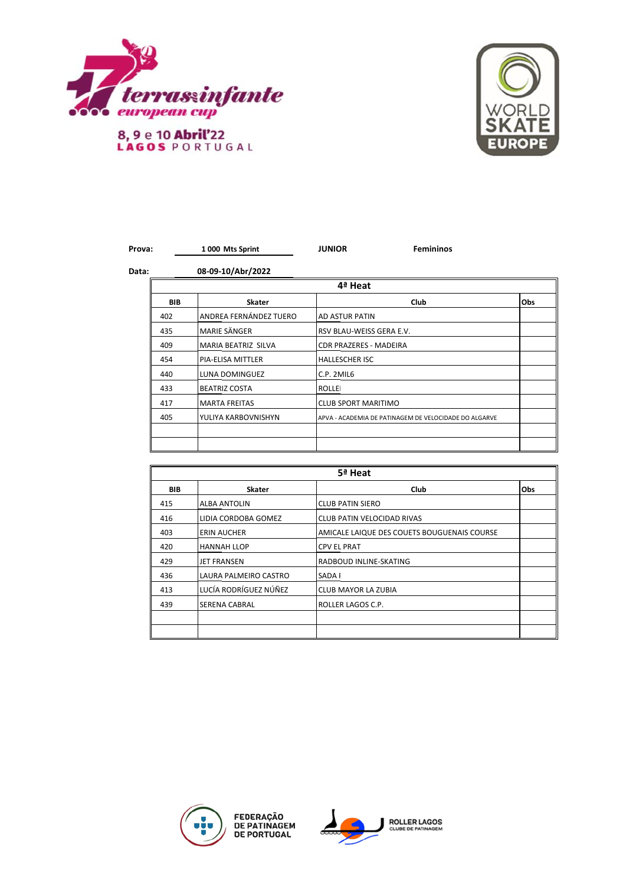terras infante european cup

8, 9 e 10 Abril'22
LAGOS PORTUGAL

WORLD SKATE EUROPE

**Prova:** 1 000 Mts Sprint **JUNIOR** **Femininos**

**Data:** 08-09-10/Abr/2022

| 4ª Heat | | | |
|---|---|---|---|
| **BIB** | **Skater** | **Club** | **Obs** |
| 402 | ANDREA FERNÁNDEZ TUERO | AD ASTUR PATIN | |
| 435 | MARIE SÄNGER | RSV BLAU-WEISS GERA E.V. | |
| 409 | MARIA BEATRIZ SILVA | CDR PRAZERES - MADEIRA | |
| 454 | PIA-ELISA MITTLER | HALLESCHER ISC | |
| 440 | LUNA DOMINGUEZ | C.P. 2MIL6 | |
| 433 | BEATRIZ COSTA | ROLLE | |
| 417 | MARTA FREITAS | CLUB SPORT MARITIMO | |
| 405 | YULIYA KARBOVNISHYN | APVA - ACADEMIA DE PATINAGEM DE VELOCIDADE DO ALGARVE | |
| | | | |
| | | | |

| 5ª Heat | | | |
|---|---|---|---|
| **BIB** | **Skater** | **Club** | **Obs** |
| 415 | ALBA ANTOLIN | CLUB PATIN SIERO | |
| 416 | LIDIA CORDOBA GOMEZ | CLUB PATIN VELOCIDAD RIVAS | |
| 403 | ERIN AUCHER | AMICALE LAIQUE DES COUETS BOUGUENAIS COURSE | |
| 420 | HANNAH LLOP | CPV EL PRAT | |
| 429 | JET FRANSEN | RADBOUD INLINE-SKATING | |
| 436 | LAURA PALMEIRO CASTRO | SADA I | |
| 413 | LUCÍA RODRÍGUEZ NÚÑEZ | CLUB MAYOR LA ZUBIA | |
| 439 | SERENA CABRAL | ROLLER LAGOS C.P. | |
| | | | |
| | | | |

FEDERAÇÃO DE PATINAGEM DE PORTUGAL

ROLLER LAGOS CLUBE DE PATINAGEM